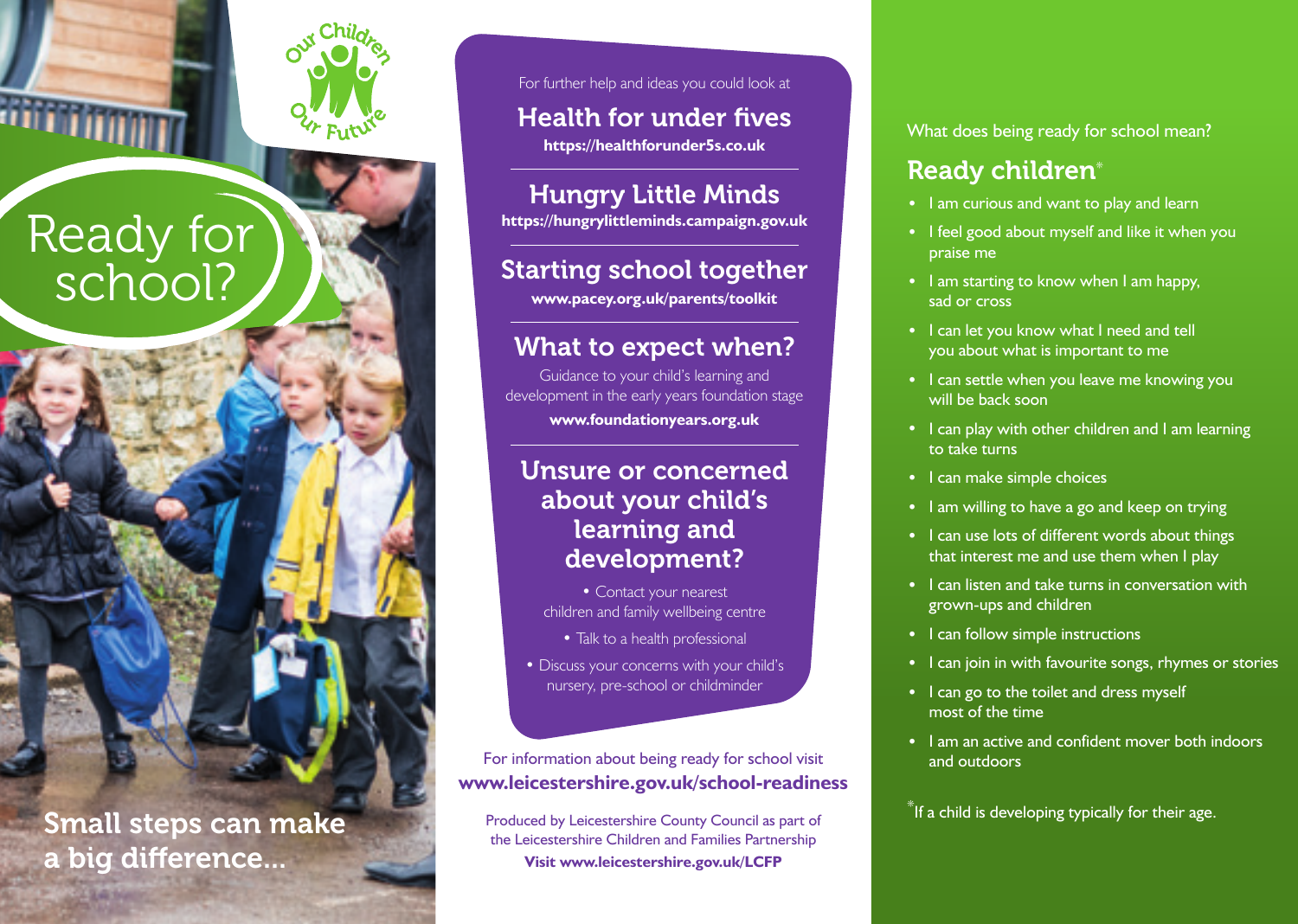# Ready for school?

Our Children Our Future

Small steps can make a big difference...

For further help and ideas you could look at

## Health for under fives

**https://healthforunder5s.co.uk**

## Hungry Little Minds

**https://hungrylittleminds.campaign.gov.uk**

## Starting school together

**www.pacey.org.uk/parents/toolkit**

## What to expect when?

Guidance to your child's learning and development in the early years foundation stage

**www.foundationyears.org.uk**

## Unsure or concerned about your child's learning and development?

- Contact your nearest children and family wellbeing centre
- Talk to a health professional
- Discuss your concerns with your child's nursery, pre-school or childminder

For information about being ready for school visit
**www.leicestershire.gov.uk/school-readiness**

Produced by Leicestershire County Council as part of the Leicestershire Children and Families Partnership
**Visit www.leicestershire.gov.uk/LCFP**

What does being ready for school mean?

## Ready children*

- I am curious and want to play and learn
- I feel good about myself and like it when you praise me
- I am starting to know when I am happy, sad or cross
- I can let you know what I need and tell you about what is important to me
- I can settle when you leave me knowing you will be back soon
- I can play with other children and I am learning to take turns
- I can make simple choices
- I am willing to have a go and keep on trying
- I can use lots of different words about things that interest me and use them when I play
- I can listen and take turns in conversation with grown-ups and children
- I can follow simple instructions
- I can join in with favourite songs, rhymes or stories
- I can go to the toilet and dress myself most of the time
- I am an active and confident mover both indoors and outdoors

*If a child is developing typically for their age.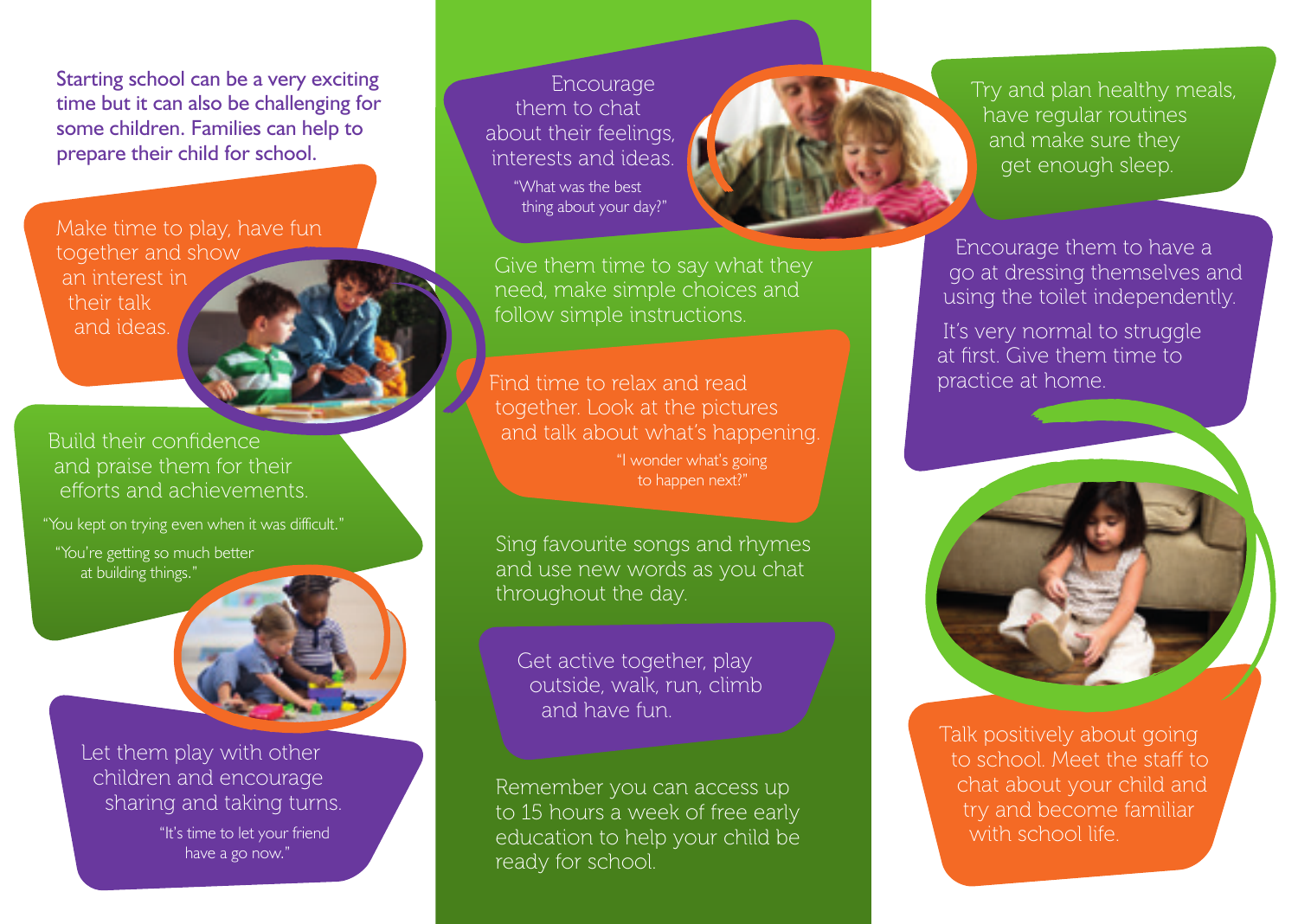Starting school can be a very exciting time but it can also be challenging for some children. Families can help to prepare their child for school.

Make time to play, have fun together and show an interest in their talk and ideas.

Build their confidence and praise them for their efforts and achievements.

"You kept on trying even when it was difficult."

"You're getting so much better at building things."

Let them play with other children and encourage sharing and taking turns.

"It's time to let your friend have a go now."

Encourage them to chat about their feelings, interests and ideas.

"What was the best thing about your day?"

Give them time to say what they need, make simple choices and follow simple instructions.

Find time to relax and read together. Look at the pictures and talk about what's happening.

"I wonder what's going to happen next?"

Sing favourite songs and rhymes and use new words as you chat throughout the day.

Get active together, play outside, walk, run, climb and have fun.

Remember you can access up to 15 hours a week of free early education to help your child be ready for school.

Try and plan healthy meals, have regular routines and make sure they get enough sleep.

Encourage them to have a go at dressing themselves and using the toilet independently.

It's very normal to struggle at first. Give them time to practice at home.

Talk positively about going to school. Meet the staff to chat about your child and try and become familiar with school life.